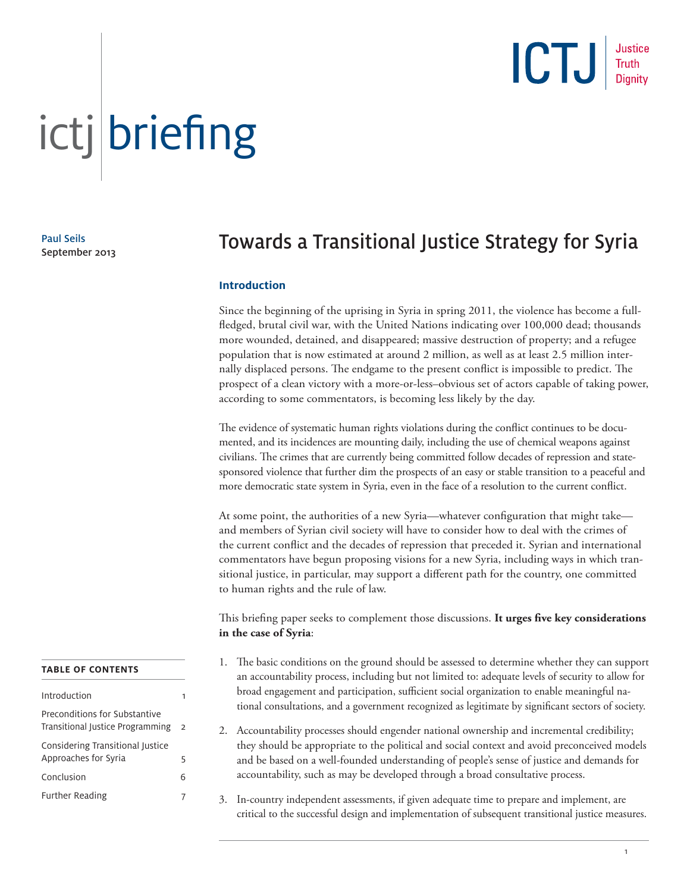ICTJ Justice Truth Dignity

ictj briefing

Paul Seils
September 2013

# Towards a Transitional Justice Strategy for Syria

## Introduction

Since the beginning of the uprising in Syria in spring 2011, the violence has become a full-fledged, brutal civil war, with the United Nations indicating over 100,000 dead; thousands more wounded, detained, and disappeared; massive destruction of property; and a refugee population that is now estimated at around 2 million, as well as at least 2.5 million internally displaced persons. The endgame to the present conflict is impossible to predict. The prospect of a clean victory with a more-or-less–obvious set of actors capable of taking power, according to some commentators, is becoming less likely by the day.

The evidence of systematic human rights violations during the conflict continues to be documented, and its incidences are mounting daily, including the use of chemical weapons against civilians. The crimes that are currently being committed follow decades of repression and state-sponsored violence that further dim the prospects of an easy or stable transition to a peaceful and more democratic state system in Syria, even in the face of a resolution to the current conflict.

At some point, the authorities of a new Syria—whatever configuration that might take—and members of Syrian civil society will have to consider how to deal with the crimes of the current conflict and the decades of repression that preceded it. Syrian and international commentators have begun proposing visions for a new Syria, including ways in which transitional justice, in particular, may support a different path for the country, one committed to human rights and the rule of law.

This briefing paper seeks to complement those discussions. **It urges five key considerations in the case of Syria**:

1. The basic conditions on the ground should be assessed to determine whether they can support an accountability process, including but not limited to: adequate levels of security to allow for broad engagement and participation, sufficient social organization to enable meaningful national consultations, and a government recognized as legitimate by significant sectors of society.
2. Accountability processes should engender national ownership and incremental credibility; they should be appropriate to the political and social context and avoid preconceived models and be based on a well-founded understanding of people's sense of justice and demands for accountability, such as may be developed through a broad consultative process.
3. In-country independent assessments, if given adequate time to prepare and implement, are critical to the successful design and implementation of subsequent transitional justice measures.

**TABLE OF CONTENTS**

| | |
|---|---|
| Introduction | 1 |
| Preconditions for Substantive Transitional Justice Programming | 2 |
| Considering Transitional Justice Approaches for Syria | 5 |
| Conclusion | 6 |
| Further Reading | 7 |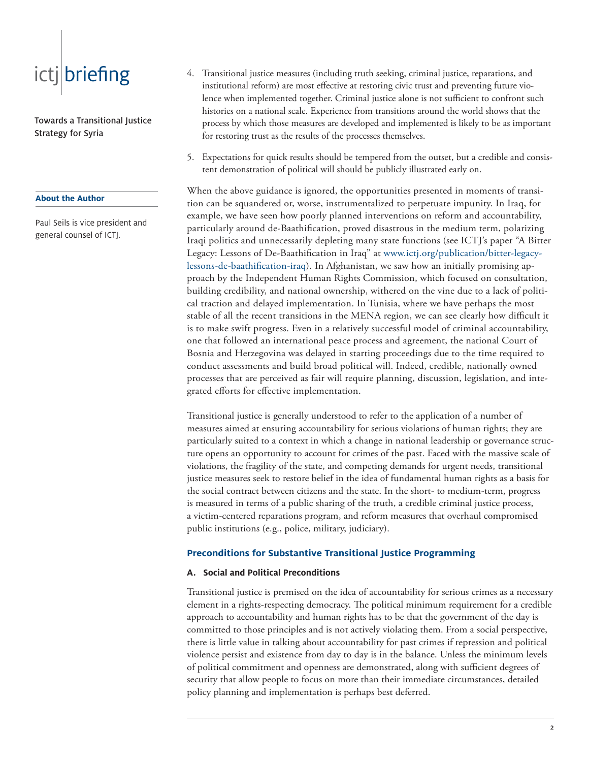4. Transitional justice measures (including truth seeking, criminal justice, reparations, and institutional reform) are most effective at restoring civic trust and preventing future violence when implemented together. Criminal justice alone is not sufficient to confront such histories on a national scale. Experience from transitions around the world shows that the process by which those measures are developed and implemented is likely to be as important for restoring trust as the results of the processes themselves.

5. Expectations for quick results should be tempered from the outset, but a credible and consistent demonstration of political will should be publicly illustrated early on.

**About the Author**

Paul Seils is vice president and general counsel of ICTJ.

When the above guidance is ignored, the opportunities presented in moments of transition can be squandered or, worse, instrumentalized to perpetuate impunity. In Iraq, for example, we have seen how poorly planned interventions on reform and accountability, particularly around de-Baathification, proved disastrous in the medium term, polarizing Iraqi politics and unnecessarily depleting many state functions (see ICTJ's paper "A Bitter Legacy: Lessons of De-Baathification in Iraq" at www.ictj.org/publication/bitter-legacy-lessons-de-baathification-iraq). In Afghanistan, we saw how an initially promising approach by the Independent Human Rights Commission, which focused on consultation, building credibility, and national ownership, withered on the vine due to a lack of political traction and delayed implementation. In Tunisia, where we have perhaps the most stable of all the recent transitions in the MENA region, we can see clearly how difficult it is to make swift progress. Even in a relatively successful model of criminal accountability, one that followed an international peace process and agreement, the national Court of Bosnia and Herzegovina was delayed in starting proceedings due to the time required to conduct assessments and build broad political will. Indeed, credible, nationally owned processes that are perceived as fair will require planning, discussion, legislation, and integrated efforts for effective implementation.

Transitional justice is generally understood to refer to the application of a number of measures aimed at ensuring accountability for serious violations of human rights; they are particularly suited to a context in which a change in national leadership or governance structure opens an opportunity to account for crimes of the past. Faced with the massive scale of violations, the fragility of the state, and competing demands for urgent needs, transitional justice measures seek to restore belief in the idea of fundamental human rights as a basis for the social contract between citizens and the state. In the short- to medium-term, progress is measured in terms of a public sharing of the truth, a credible criminal justice process, a victim-centered reparations program, and reform measures that overhaul compromised public institutions (e.g., police, military, judiciary).

## Preconditions for Substantive Transitional Justice Programming

### A. Social and Political Preconditions

Transitional justice is premised on the idea of accountability for serious crimes as a necessary element in a rights-respecting democracy. The political minimum requirement for a credible approach to accountability and human rights has to be that the government of the day is committed to those principles and is not actively violating them. From a social perspective, there is little value in talking about accountability for past crimes if repression and political violence persist and existence from day to day is in the balance. Unless the minimum levels of political commitment and openness are demonstrated, along with sufficient degrees of security that allow people to focus on more than their immediate circumstances, detailed policy planning and implementation is perhaps best deferred.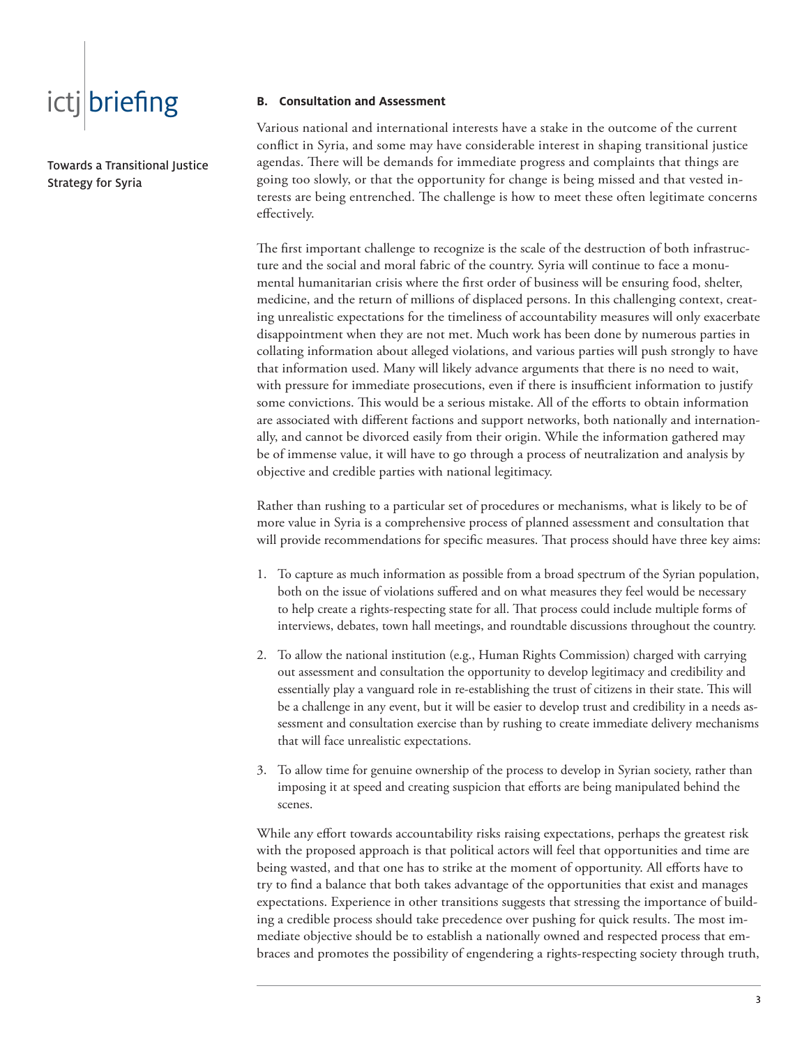### B. Consultation and Assessment

Various national and international interests have a stake in the outcome of the current conflict in Syria, and some may have considerable interest in shaping transitional justice agendas. There will be demands for immediate progress and complaints that things are going too slowly, or that the opportunity for change is being missed and that vested interests are being entrenched. The challenge is how to meet these often legitimate concerns effectively.

The first important challenge to recognize is the scale of the destruction of both infrastructure and the social and moral fabric of the country. Syria will continue to face a monumental humanitarian crisis where the first order of business will be ensuring food, shelter, medicine, and the return of millions of displaced persons. In this challenging context, creating unrealistic expectations for the timeliness of accountability measures will only exacerbate disappointment when they are not met. Much work has been done by numerous parties in collating information about alleged violations, and various parties will push strongly to have that information used. Many will likely advance arguments that there is no need to wait, with pressure for immediate prosecutions, even if there is insufficient information to justify some convictions. This would be a serious mistake. All of the efforts to obtain information are associated with different factions and support networks, both nationally and internationally, and cannot be divorced easily from their origin. While the information gathered may be of immense value, it will have to go through a process of neutralization and analysis by objective and credible parties with national legitimacy.

Rather than rushing to a particular set of procedures or mechanisms, what is likely to be of more value in Syria is a comprehensive process of planned assessment and consultation that will provide recommendations for specific measures. That process should have three key aims:

1. To capture as much information as possible from a broad spectrum of the Syrian population, both on the issue of violations suffered and on what measures they feel would be necessary to help create a rights-respecting state for all. That process could include multiple forms of interviews, debates, town hall meetings, and roundtable discussions throughout the country.
2. To allow the national institution (e.g., Human Rights Commission) charged with carrying out assessment and consultation the opportunity to develop legitimacy and credibility and essentially play a vanguard role in re-establishing the trust of citizens in their state. This will be a challenge in any event, but it will be easier to develop trust and credibility in a needs assessment and consultation exercise than by rushing to create immediate delivery mechanisms that will face unrealistic expectations.
3. To allow time for genuine ownership of the process to develop in Syrian society, rather than imposing it at speed and creating suspicion that efforts are being manipulated behind the scenes.

While any effort towards accountability risks raising expectations, perhaps the greatest risk with the proposed approach is that political actors will feel that opportunities and time are being wasted, and that one has to strike at the moment of opportunity. All efforts have to try to find a balance that both takes advantage of the opportunities that exist and manages expectations. Experience in other transitions suggests that stressing the importance of building a credible process should take precedence over pushing for quick results. The most immediate objective should be to establish a nationally owned and respected process that embraces and promotes the possibility of engendering a rights-respecting society through truth,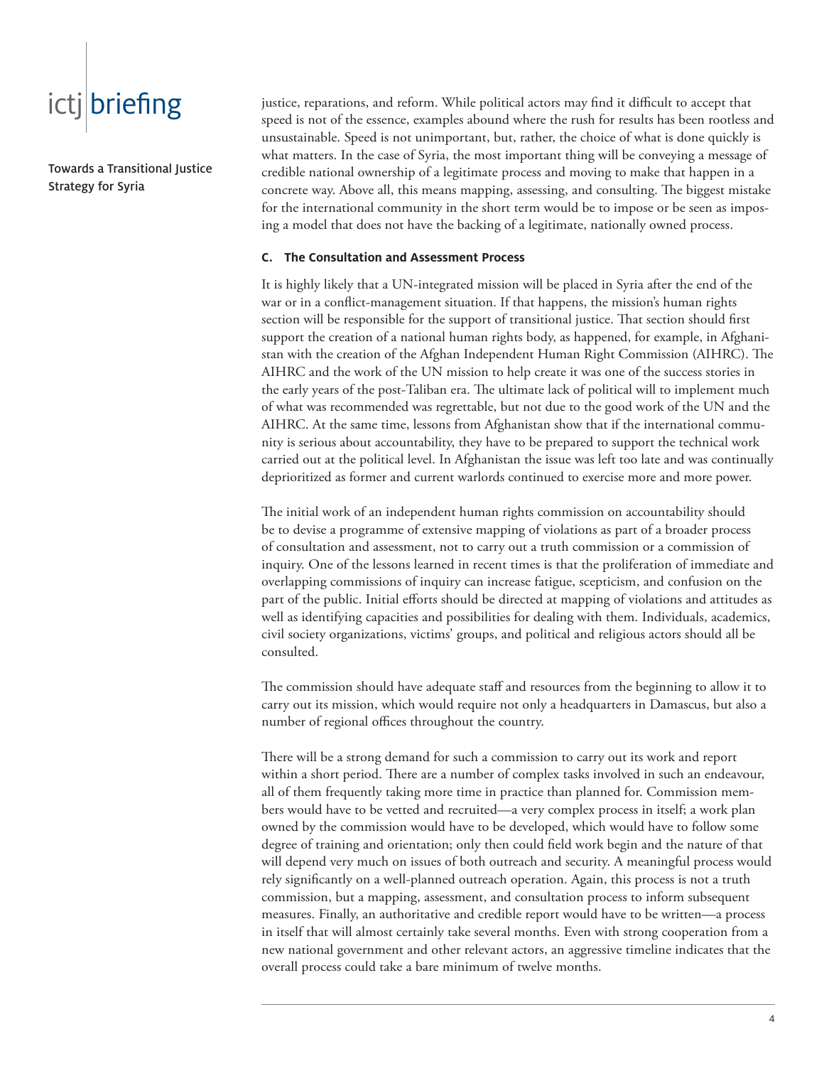justice, reparations, and reform. While political actors may find it difficult to accept that speed is not of the essence, examples abound where the rush for results has been rootless and unsustainable. Speed is not unimportant, but, rather, the choice of what is done quickly is what matters. In the case of Syria, the most important thing will be conveying a message of credible national ownership of a legitimate process and moving to make that happen in a concrete way. Above all, this means mapping, assessing, and consulting. The biggest mistake for the international community in the short term would be to impose or be seen as imposing a model that does not have the backing of a legitimate, nationally owned process.

### C. The Consultation and Assessment Process

It is highly likely that a UN-integrated mission will be placed in Syria after the end of the war or in a conflict-management situation. If that happens, the mission's human rights section will be responsible for the support of transitional justice. That section should first support the creation of a national human rights body, as happened, for example, in Afghanistan with the creation of the Afghan Independent Human Right Commission (AIHRC). The AIHRC and the work of the UN mission to help create it was one of the success stories in the early years of the post-Taliban era. The ultimate lack of political will to implement much of what was recommended was regrettable, but not due to the good work of the UN and the AIHRC. At the same time, lessons from Afghanistan show that if the international community is serious about accountability, they have to be prepared to support the technical work carried out at the political level. In Afghanistan the issue was left too late and was continually deprioritized as former and current warlords continued to exercise more and more power.

The initial work of an independent human rights commission on accountability should be to devise a programme of extensive mapping of violations as part of a broader process of consultation and assessment, not to carry out a truth commission or a commission of inquiry. One of the lessons learned in recent times is that the proliferation of immediate and overlapping commissions of inquiry can increase fatigue, scepticism, and confusion on the part of the public. Initial efforts should be directed at mapping of violations and attitudes as well as identifying capacities and possibilities for dealing with them. Individuals, academics, civil society organizations, victims' groups, and political and religious actors should all be consulted.

The commission should have adequate staff and resources from the beginning to allow it to carry out its mission, which would require not only a headquarters in Damascus, but also a number of regional offices throughout the country.

There will be a strong demand for such a commission to carry out its work and report within a short period. There are a number of complex tasks involved in such an endeavour, all of them frequently taking more time in practice than planned for. Commission members would have to be vetted and recruited—a very complex process in itself; a work plan owned by the commission would have to be developed, which would have to follow some degree of training and orientation; only then could field work begin and the nature of that will depend very much on issues of both outreach and security. A meaningful process would rely significantly on a well-planned outreach operation. Again, this process is not a truth commission, but a mapping, assessment, and consultation process to inform subsequent measures. Finally, an authoritative and credible report would have to be written—a process in itself that will almost certainly take several months. Even with strong cooperation from a new national government and other relevant actors, an aggressive timeline indicates that the overall process could take a bare minimum of twelve months.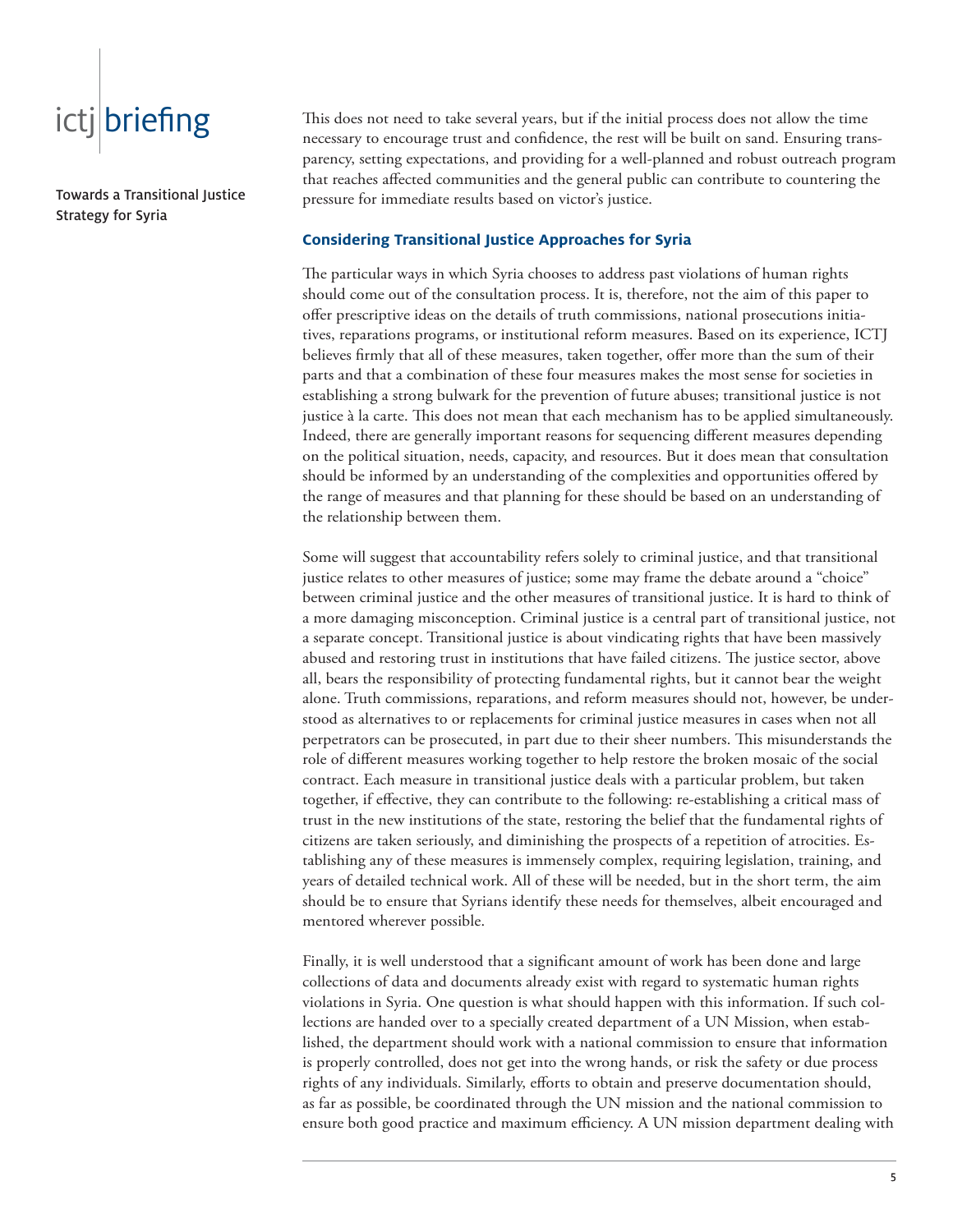This does not need to take several years, but if the initial process does not allow the time necessary to encourage trust and confidence, the rest will be built on sand. Ensuring transparency, setting expectations, and providing for a well-planned and robust outreach program that reaches affected communities and the general public can contribute to countering the pressure for immediate results based on victor's justice.

## Considering Transitional Justice Approaches for Syria

The particular ways in which Syria chooses to address past violations of human rights should come out of the consultation process. It is, therefore, not the aim of this paper to offer prescriptive ideas on the details of truth commissions, national prosecutions initiatives, reparations programs, or institutional reform measures. Based on its experience, ICTJ believes firmly that all of these measures, taken together, offer more than the sum of their parts and that a combination of these four measures makes the most sense for societies in establishing a strong bulwark for the prevention of future abuses; transitional justice is not justice à la carte. This does not mean that each mechanism has to be applied simultaneously. Indeed, there are generally important reasons for sequencing different measures depending on the political situation, needs, capacity, and resources. But it does mean that consultation should be informed by an understanding of the complexities and opportunities offered by the range of measures and that planning for these should be based on an understanding of the relationship between them.

Some will suggest that accountability refers solely to criminal justice, and that transitional justice relates to other measures of justice; some may frame the debate around a "choice" between criminal justice and the other measures of transitional justice. It is hard to think of a more damaging misconception. Criminal justice is a central part of transitional justice, not a separate concept. Transitional justice is about vindicating rights that have been massively abused and restoring trust in institutions that have failed citizens. The justice sector, above all, bears the responsibility of protecting fundamental rights, but it cannot bear the weight alone. Truth commissions, reparations, and reform measures should not, however, be understood as alternatives to or replacements for criminal justice measures in cases when not all perpetrators can be prosecuted, in part due to their sheer numbers. This misunderstands the role of different measures working together to help restore the broken mosaic of the social contract. Each measure in transitional justice deals with a particular problem, but taken together, if effective, they can contribute to the following: re-establishing a critical mass of trust in the new institutions of the state, restoring the belief that the fundamental rights of citizens are taken seriously, and diminishing the prospects of a repetition of atrocities. Establishing any of these measures is immensely complex, requiring legislation, training, and years of detailed technical work. All of these will be needed, but in the short term, the aim should be to ensure that Syrians identify these needs for themselves, albeit encouraged and mentored wherever possible.

Finally, it is well understood that a significant amount of work has been done and large collections of data and documents already exist with regard to systematic human rights violations in Syria. One question is what should happen with this information. If such collections are handed over to a specially created department of a UN Mission, when established, the department should work with a national commission to ensure that information is properly controlled, does not get into the wrong hands, or risk the safety or due process rights of any individuals. Similarly, efforts to obtain and preserve documentation should, as far as possible, be coordinated through the UN mission and the national commission to ensure both good practice and maximum efficiency. A UN mission department dealing with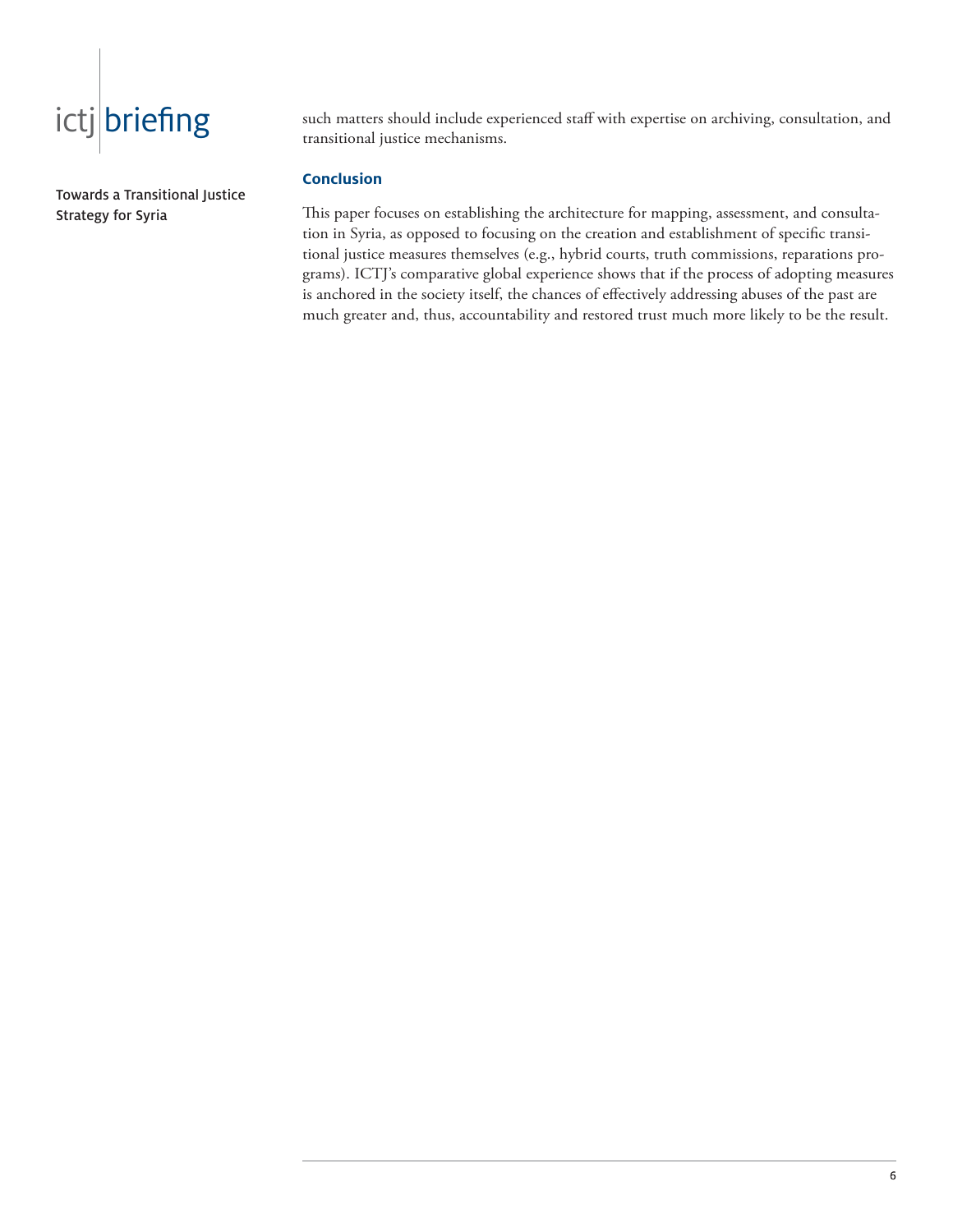such matters should include experienced staff with expertise on archiving, consultation, and transitional justice mechanisms.

## Conclusion

This paper focuses on establishing the architecture for mapping, assessment, and consultation in Syria, as opposed to focusing on the creation and establishment of specific transitional justice measures themselves (e.g., hybrid courts, truth commissions, reparations programs). ICTJ's comparative global experience shows that if the process of adopting measures is anchored in the society itself, the chances of effectively addressing abuses of the past are much greater and, thus, accountability and restored trust much more likely to be the result.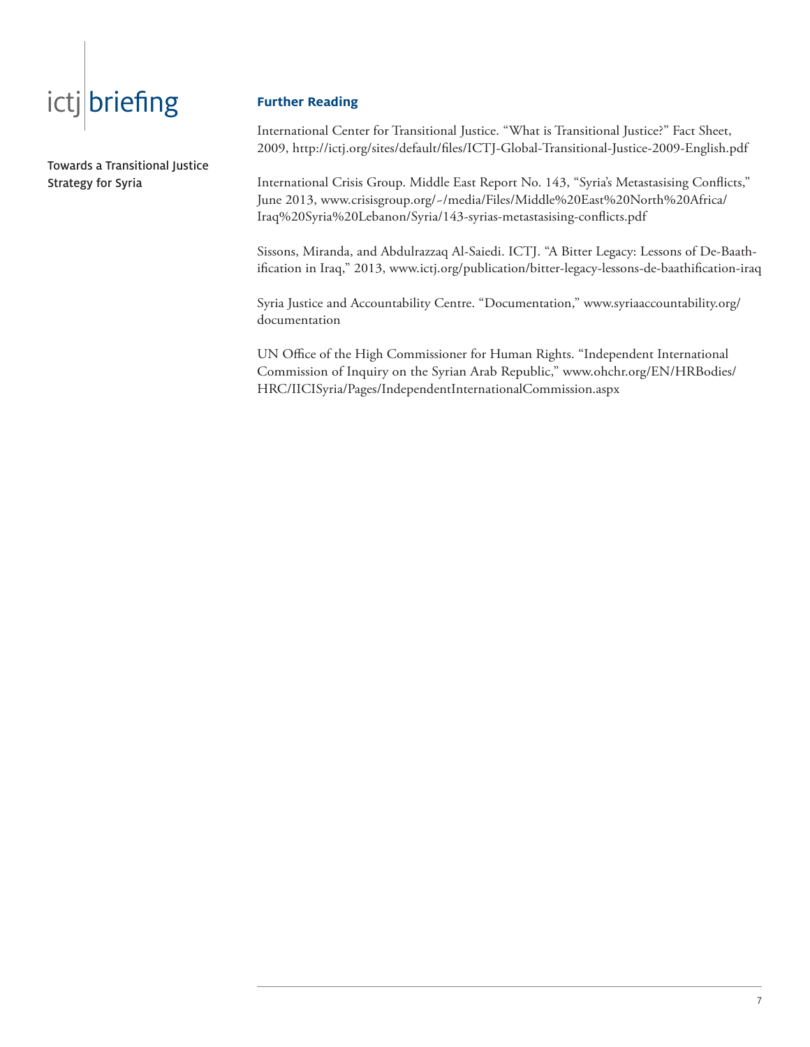## Further Reading

International Center for Transitional Justice. "What is Transitional Justice?" Fact Sheet, 2009, http://ictj.org/sites/default/files/ICTJ-Global-Transitional-Justice-2009-English.pdf

International Crisis Group. Middle East Report No. 143, "Syria's Metastasising Conflicts," June 2013, www.crisisgroup.org/~/media/Files/Middle%20East%20North%20Africa/Iraq%20Syria%20Lebanon/Syria/143-syrias-metastasising-conflicts.pdf

Sissons, Miranda, and Abdulrazzaq Al-Saiedi. ICTJ. "A Bitter Legacy: Lessons of De-Baathification in Iraq," 2013, www.ictj.org/publication/bitter-legacy-lessons-de-baathification-iraq

Syria Justice and Accountability Centre. "Documentation," www.syriaaccountability.org/documentation

UN Office of the High Commissioner for Human Rights. "Independent International Commission of Inquiry on the Syrian Arab Republic," www.ohchr.org/EN/HRBodies/HRC/IICISyria/Pages/IndependentInternationalCommission.aspx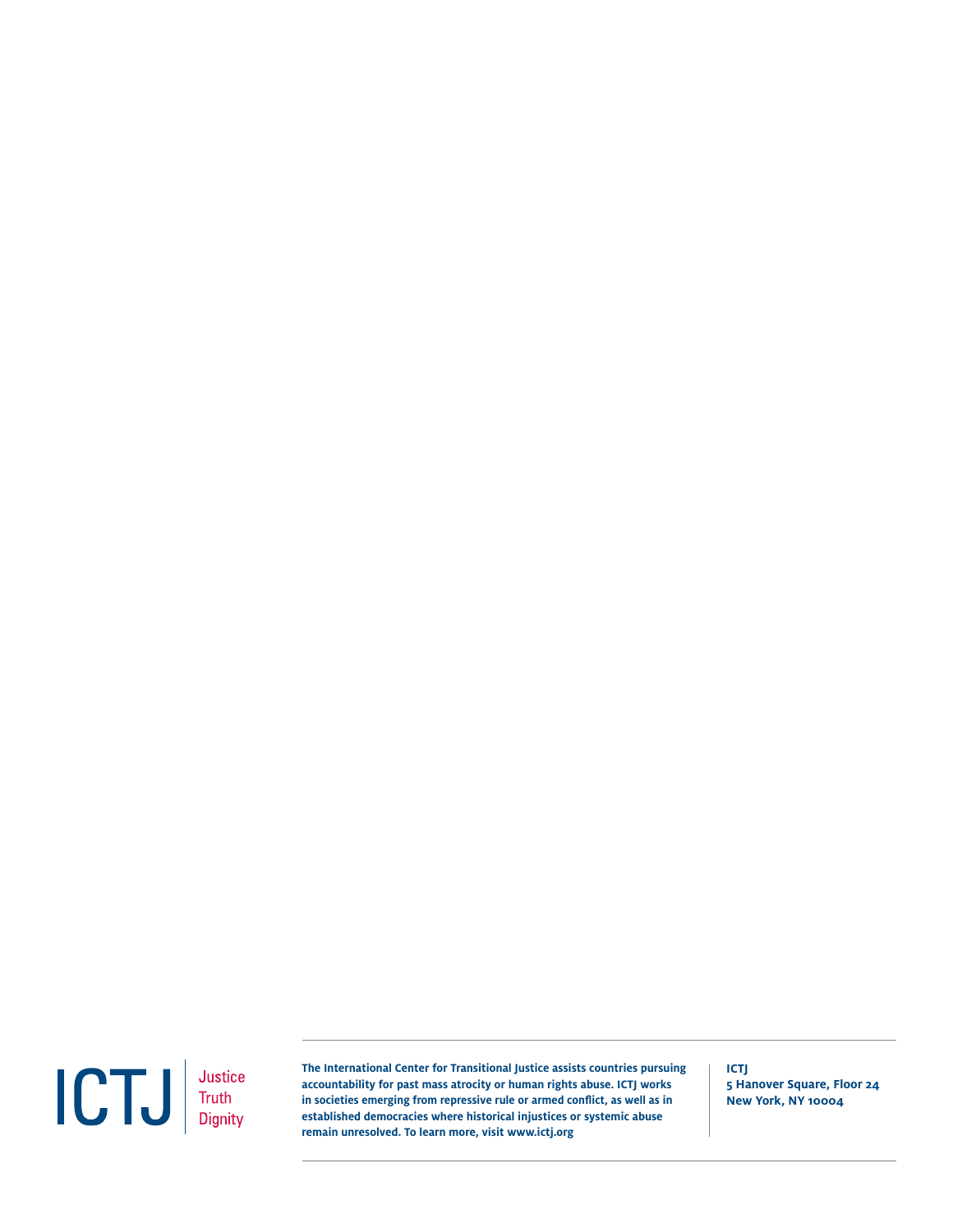ICTJ | Justice Truth Dignity

**The International Center for Transitional Justice assists countries pursuing accountability for past mass atrocity or human rights abuse. ICTJ works in societies emerging from repressive rule or armed conflict, as well as in established democracies where historical injustices or systemic abuse remain unresolved. To learn more, visit www.ictj.org**

**ICTJ**
**5 Hanover Square, Floor 24**
**New York, NY 10004**